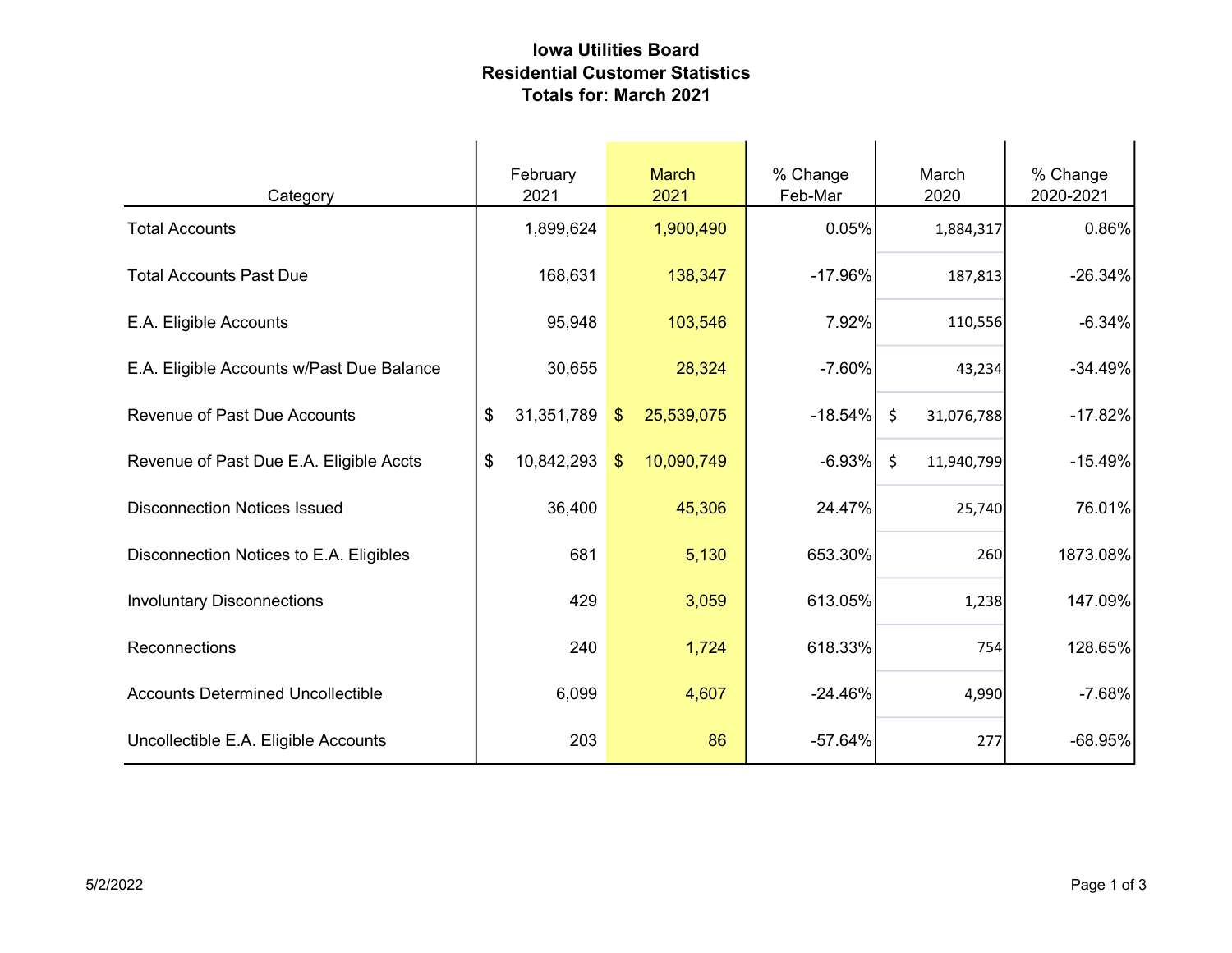# Iowa Utilities Board
## Residential Customer Statistics
### Totals for: March 2021

| Category | February 2021 | March 2021 | % Change Feb-Mar | March 2020 | % Change 2020-2021 |
|---|---|---|---|---|---|
| Total Accounts | 1,899,624 | 1,900,490 | 0.05% | 1,884,317 | 0.86% |
| Total Accounts Past Due | 168,631 | 138,347 | -17.96% | 187,813 | -26.34% |
| E.A. Eligible Accounts | 95,948 | 103,546 | 7.92% | 110,556 | -6.34% |
| E.A. Eligible Accounts w/Past Due Balance | 30,655 | 28,324 | -7.60% | 43,234 | -34.49% |
| Revenue of Past Due Accounts | $ 31,351,789 | $ 25,539,075 | -18.54% | $ 31,076,788 | -17.82% |
| Revenue of Past Due E.A. Eligible Accts | $ 10,842,293 | $ 10,090,749 | -6.93% | $ 11,940,799 | -15.49% |
| Disconnection Notices Issued | 36,400 | 45,306 | 24.47% | 25,740 | 76.01% |
| Disconnection Notices to E.A. Eligibles | 681 | 5,130 | 653.30% | 260 | 1873.08% |
| Involuntary Disconnections | 429 | 3,059 | 613.05% | 1,238 | 147.09% |
| Reconnections | 240 | 1,724 | 618.33% | 754 | 128.65% |
| Accounts Determined Uncollectible | 6,099 | 4,607 | -24.46% | 4,990 | -7.68% |
| Uncollectible E.A. Eligible Accounts | 203 | 86 | -57.64% | 277 | -68.95% |

5/2/2022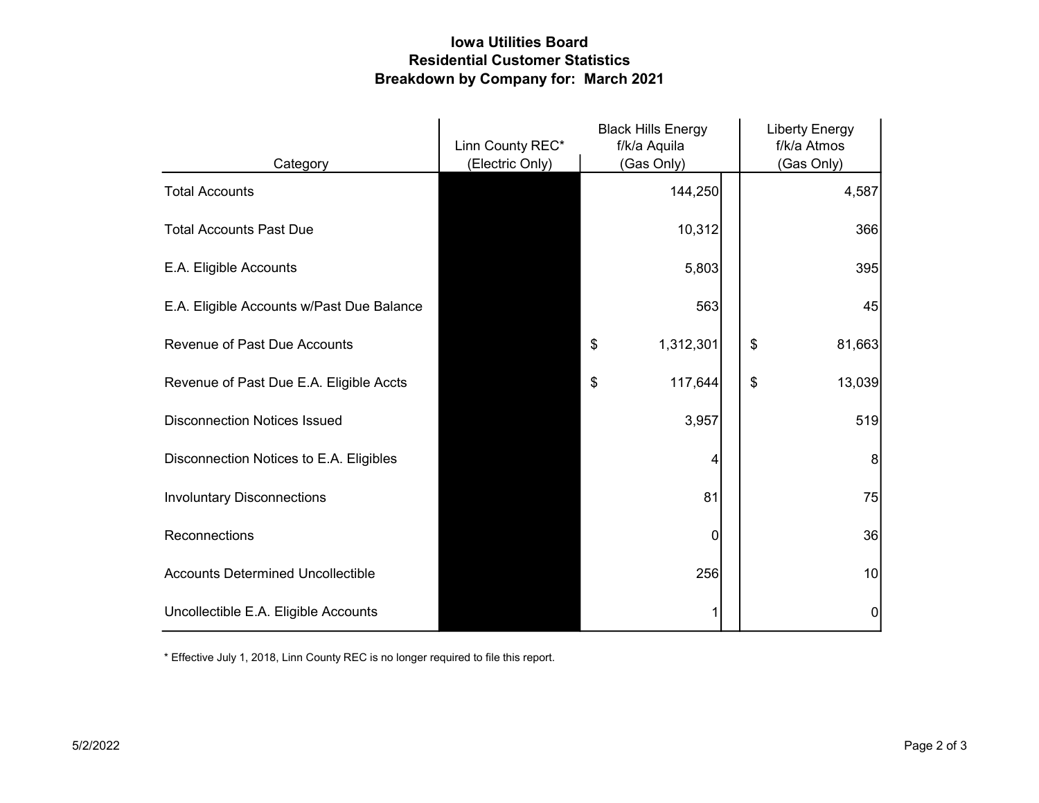# Iowa Utilities Board
## Residential Customer Statistics
## Breakdown by Company for: March 2021

| Category | Linn County REC* (Electric Only) | Black Hills Energy f/k/a Aquila (Gas Only) | Liberty Energy f/k/a Atmos (Gas Only) |
|---|---|---|---|
| Total Accounts | | 144,250 | 4,587 |
| Total Accounts Past Due | | 10,312 | 366 |
| E.A. Eligible Accounts | | 5,803 | 395 |
| E.A. Eligible Accounts w/Past Due Balance | | 563 | 45 |
| Revenue of Past Due Accounts | | $ 1,312,301 | $ 81,663 |
| Revenue of Past Due E.A. Eligible Accts | | $ 117,644 | $ 13,039 |
| Disconnection Notices Issued | | 3,957 | 519 |
| Disconnection Notices to E.A. Eligibles | | 4 | 8 |
| Involuntary Disconnections | | 81 | 75 |
| Reconnections | | 0 | 36 |
| Accounts Determined Uncollectible | | 256 | 10 |
| Uncollectible E.A. Eligible Accounts | | 1 | 0 |

* Effective July 1, 2018, Linn County REC is no longer required to file this report.

5/2/2022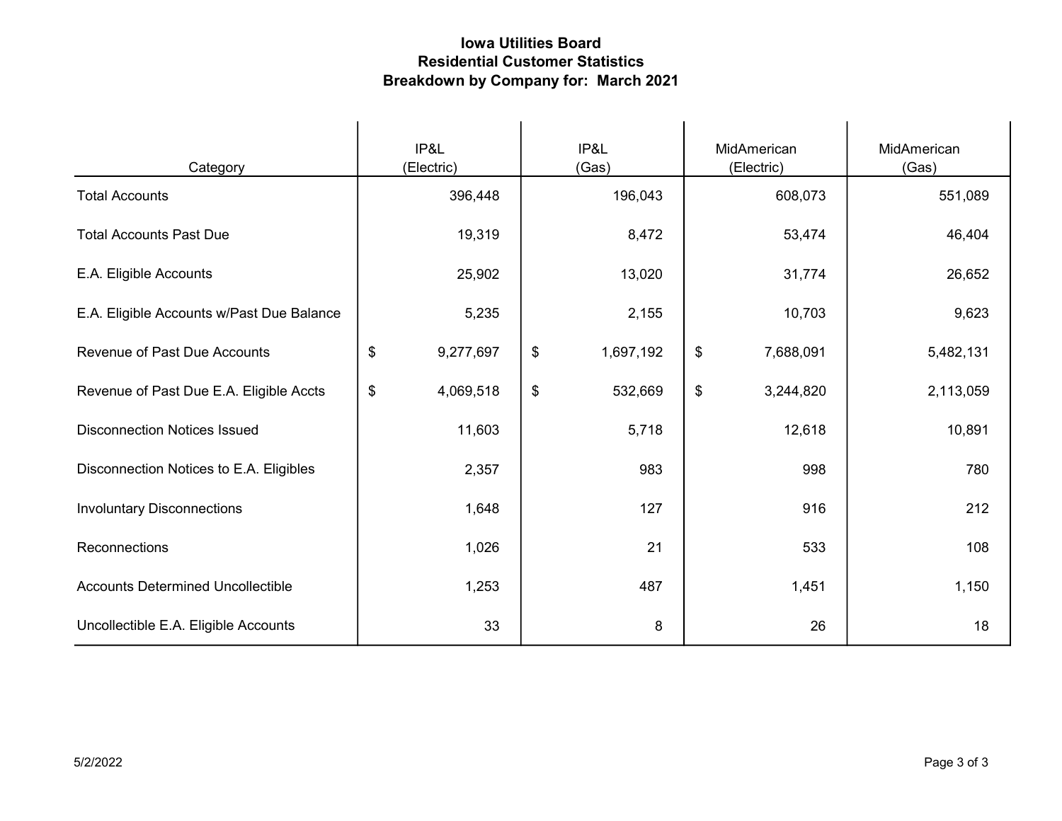# Iowa Utilities Board
## Residential Customer Statistics
### Breakdown by Company for: March 2021

| Category | IP&L (Electric) | IP&L (Gas) | MidAmerican (Electric) | MidAmerican (Gas) |
|---|---|---|---|---|
| Total Accounts | 396,448 | 196,043 | 608,073 | 551,089 |
| Total Accounts Past Due | 19,319 | 8,472 | 53,474 | 46,404 |
| E.A. Eligible Accounts | 25,902 | 13,020 | 31,774 | 26,652 |
| E.A. Eligible Accounts w/Past Due Balance | 5,235 | 2,155 | 10,703 | 9,623 |
| Revenue of Past Due Accounts | $ 9,277,697 | $ 1,697,192 | $ 7,688,091 | 5,482,131 |
| Revenue of Past Due E.A. Eligible Accts | $ 4,069,518 | $ 532,669 | $ 3,244,820 | 2,113,059 |
| Disconnection Notices Issued | 11,603 | 5,718 | 12,618 | 10,891 |
| Disconnection Notices to E.A. Eligibles | 2,357 | 983 | 998 | 780 |
| Involuntary Disconnections | 1,648 | 127 | 916 | 212 |
| Reconnections | 1,026 | 21 | 533 | 108 |
| Accounts Determined Uncollectible | 1,253 | 487 | 1,451 | 1,150 |
| Uncollectible E.A. Eligible Accounts | 33 | 8 | 26 | 18 |

5/2/2022